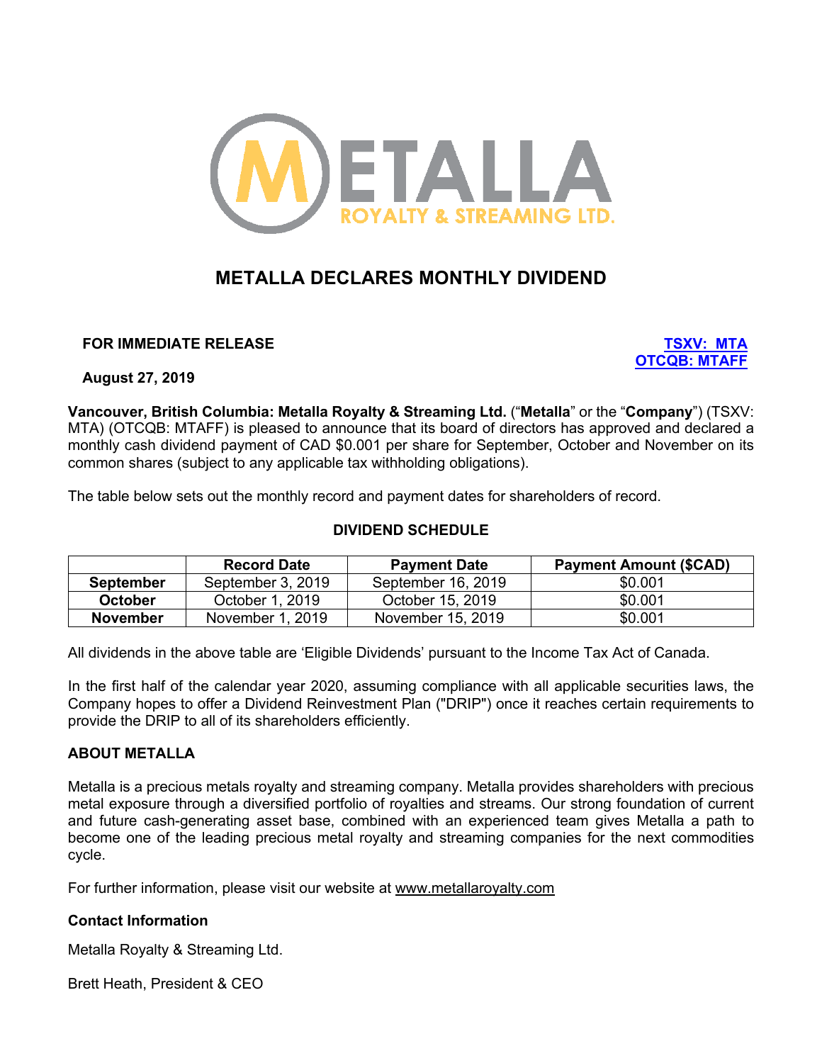# METALLA DECLARES MONTHLY DIVIDEND

**FOR IMMEDIATE RELEASE**

**TSXV: MTA**
**OTCQB: MTAFF**

**August 27, 2019**

**Vancouver, British Columbia: Metalla Royalty & Streaming Ltd.** ("**Metalla**" or the "**Company**") (TSXV: MTA) (OTCQB: MTAFF) is pleased to announce that its board of directors has approved and declared a monthly cash dividend payment of CAD $0.001 per share for September, October and November on its common shares (subject to any applicable tax withholding obligations).

The table below sets out the monthly record and payment dates for shareholders of record.

**DIVIDEND SCHEDULE**

| | Record Date | Payment Date | Payment Amount ($CAD) |
|---|---|---|---|
| **September** | September 3, 2019 | September 16, 2019 | $0.001 |
| **October** | October 1, 2019 | October 15, 2019 | $0.001 |
| **November** | November 1, 2019 | November 15, 2019 | $0.001 |

All dividends in the above table are 'Eligible Dividends' pursuant to the Income Tax Act of Canada.

In the first half of the calendar year 2020, assuming compliance with all applicable securities laws, the Company hopes to offer a Dividend Reinvestment Plan ("DRIP") once it reaches certain requirements to provide the DRIP to all of its shareholders efficiently.

## ABOUT METALLA

Metalla is a precious metals royalty and streaming company. Metalla provides shareholders with precious metal exposure through a diversified portfolio of royalties and streams. Our strong foundation of current and future cash-generating asset base, combined with an experienced team gives Metalla a path to become one of the leading precious metal royalty and streaming companies for the next commodities cycle.

For further information, please visit our website at www.metallaroyalty.com

### Contact Information

Metalla Royalty & Streaming Ltd.

Brett Heath, President & CEO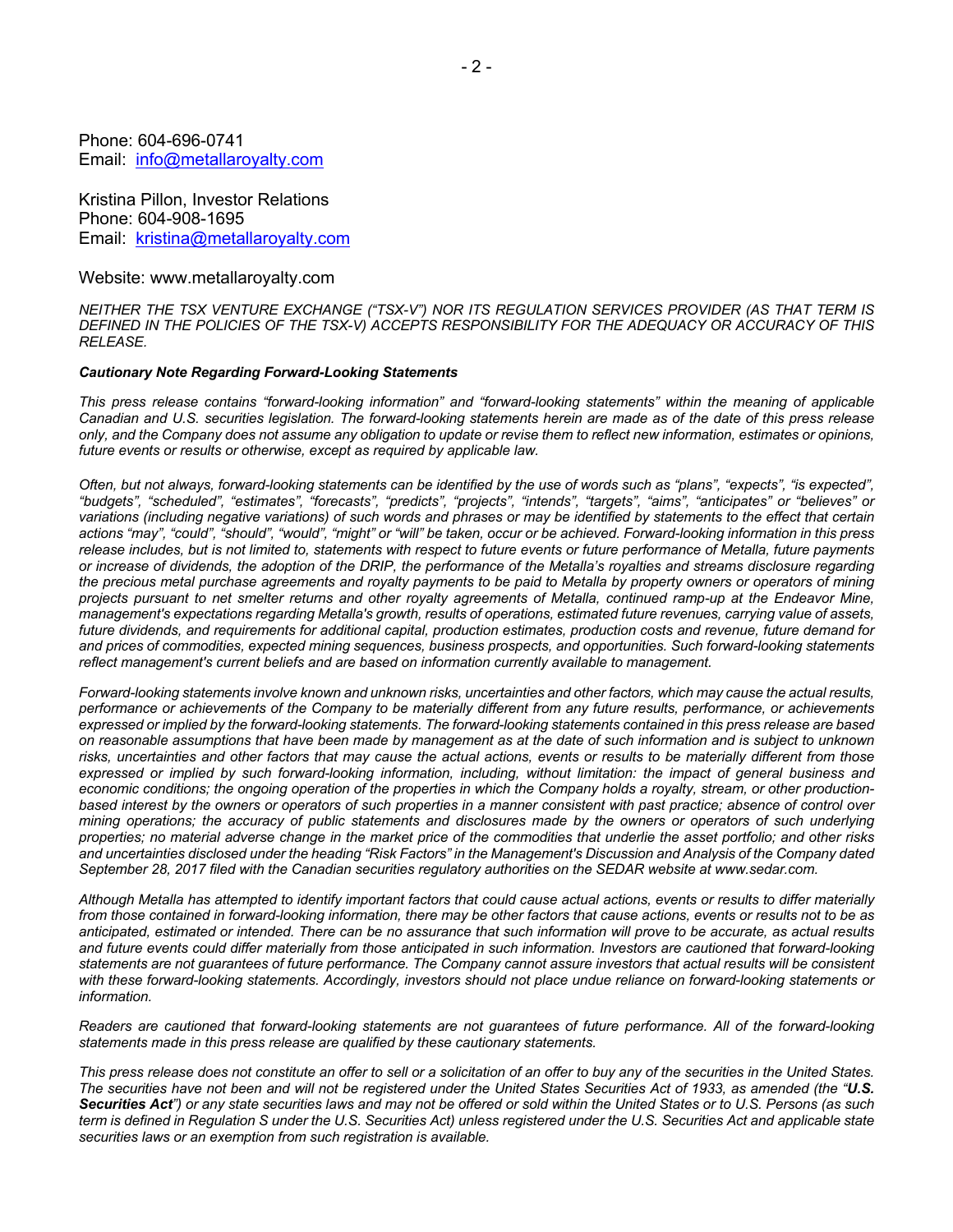Phone: 604-696-0741
Email: info@metallaroyalty.com

Kristina Pillon, Investor Relations
Phone: 604-908-1695
Email: kristina@metallaroyalty.com

Website: www.metallaroyalty.com

*NEITHER THE TSX VENTURE EXCHANGE ("TSX-V") NOR ITS REGULATION SERVICES PROVIDER (AS THAT TERM IS DEFINED IN THE POLICIES OF THE TSX-V) ACCEPTS RESPONSIBILITY FOR THE ADEQUACY OR ACCURACY OF THIS RELEASE.*

***Cautionary Note Regarding Forward-Looking Statements***

*This press release contains "forward-looking information" and "forward-looking statements" within the meaning of applicable Canadian and U.S. securities legislation. The forward-looking statements herein are made as of the date of this press release only, and the Company does not assume any obligation to update or revise them to reflect new information, estimates or opinions, future events or results or otherwise, except as required by applicable law.*

*Often, but not always, forward-looking statements can be identified by the use of words such as "plans", "expects", "is expected", "budgets", "scheduled", "estimates", "forecasts", "predicts", "projects", "intends", "targets", "aims", "anticipates" or "believes" or variations (including negative variations) of such words and phrases or may be identified by statements to the effect that certain actions "may", "could", "should", "would", "might" or "will" be taken, occur or be achieved. Forward-looking information in this press release includes, but is not limited to, statements with respect to future events or future performance of Metalla, future payments or increase of dividends, the adoption of the DRIP, the performance of the Metalla's royalties and streams disclosure regarding the precious metal purchase agreements and royalty payments to be paid to Metalla by property owners or operators of mining projects pursuant to net smelter returns and other royalty agreements of Metalla, continued ramp-up at the Endeavor Mine, management's expectations regarding Metalla's growth, results of operations, estimated future revenues, carrying value of assets, future dividends, and requirements for additional capital, production estimates, production costs and revenue, future demand for and prices of commodities, expected mining sequences, business prospects, and opportunities. Such forward-looking statements reflect management's current beliefs and are based on information currently available to management.*

*Forward-looking statements involve known and unknown risks, uncertainties and other factors, which may cause the actual results, performance or achievements of the Company to be materially different from any future results, performance, or achievements expressed or implied by the forward-looking statements. The forward-looking statements contained in this press release are based on reasonable assumptions that have been made by management as at the date of such information and is subject to unknown risks, uncertainties and other factors that may cause the actual actions, events or results to be materially different from those expressed or implied by such forward-looking information, including, without limitation: the impact of general business and economic conditions; the ongoing operation of the properties in which the Company holds a royalty, stream, or other production-based interest by the owners or operators of such properties in a manner consistent with past practice; absence of control over mining operations; the accuracy of public statements and disclosures made by the owners or operators of such underlying properties; no material adverse change in the market price of the commodities that underlie the asset portfolio; and other risks and uncertainties disclosed under the heading "Risk Factors" in the Management's Discussion and Analysis of the Company dated September 28, 2017 filed with the Canadian securities regulatory authorities on the SEDAR website at www.sedar.com.*

*Although Metalla has attempted to identify important factors that could cause actual actions, events or results to differ materially from those contained in forward-looking information, there may be other factors that cause actions, events or results not to be as anticipated, estimated or intended. There can be no assurance that such information will prove to be accurate, as actual results and future events could differ materially from those anticipated in such information. Investors are cautioned that forward-looking statements are not guarantees of future performance. The Company cannot assure investors that actual results will be consistent with these forward-looking statements. Accordingly, investors should not place undue reliance on forward-looking statements or information.*

*Readers are cautioned that forward-looking statements are not guarantees of future performance. All of the forward-looking statements made in this press release are qualified by these cautionary statements.*

*This press release does not constitute an offer to sell or a solicitation of an offer to buy any of the securities in the United States. The securities have not been and will not be registered under the United States Securities Act of 1933, as amended (the "**U.S. Securities Act**") or any state securities laws and may not be offered or sold within the United States or to U.S. Persons (as such term is defined in Regulation S under the U.S. Securities Act) unless registered under the U.S. Securities Act and applicable state securities laws or an exemption from such registration is available.*